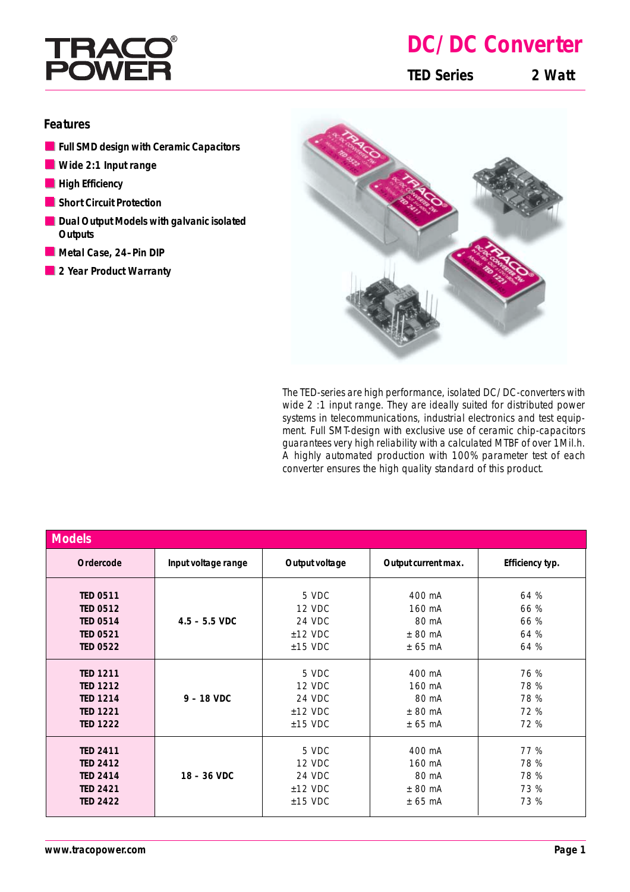# DC/DC Converter

**TED Series** **2 Watt**

## Features

- Full SMD design with Ceramic Capacitors
- Wide 2:1 Input range
- High Efficiency
- Short Circuit Protection
- Dual Output Models with galvanic isolated Outputs
- Metal Case, 24–Pin DIP
- 2 Year Product Warranty

The TED-series are high performance, isolated DC/DC-converters with wide 2 :1 input range. They are ideally suited for distributed power systems in telecommunications, industrial electronics and test equipment. Full SMT-design with exclusive use of ceramic chip-capacitors guarantees very high reliability with a calculated MTBF of over 1 Mil.h. A highly automated production with 100% parameter test of each converter ensures the high quality standard of this product.

## Models

| Ordercode | Input voltage range | Output voltage | Output current max. | Efficiency typ. |
|---|---|---|---|---|
| TED 0511 | 4.5 – 5.5 VDC | 5 VDC | 400 mA | 64 % |
| TED 0512 | | 12 VDC | 160 mA | 66 % |
| TED 0514 | | 24 VDC | 80 mA | 66 % |
| TED 0521 | | ±12 VDC | ± 80 mA | 64 % |
| TED 0522 | | ±15 VDC | ± 65 mA | 64 % |
| TED 1211 | 9 – 18 VDC | 5 VDC | 400 mA | 76 % |
| TED 1212 | | 12 VDC | 160 mA | 78 % |
| TED 1214 | | 24 VDC | 80 mA | 78 % |
| TED 1221 | | ±12 VDC | ± 80 mA | 72 % |
| TED 1222 | | ±15 VDC | ± 65 mA | 72 % |
| TED 2411 | 18 – 36 VDC | 5 VDC | 400 mA | 77 % |
| TED 2412 | | 12 VDC | 160 mA | 78 % |
| TED 2414 | | 24 VDC | 80 mA | 78 % |
| TED 2421 | | ±12 VDC | ± 80 mA | 73 % |
| TED 2422 | | ±15 VDC | ± 65 mA | 73 % |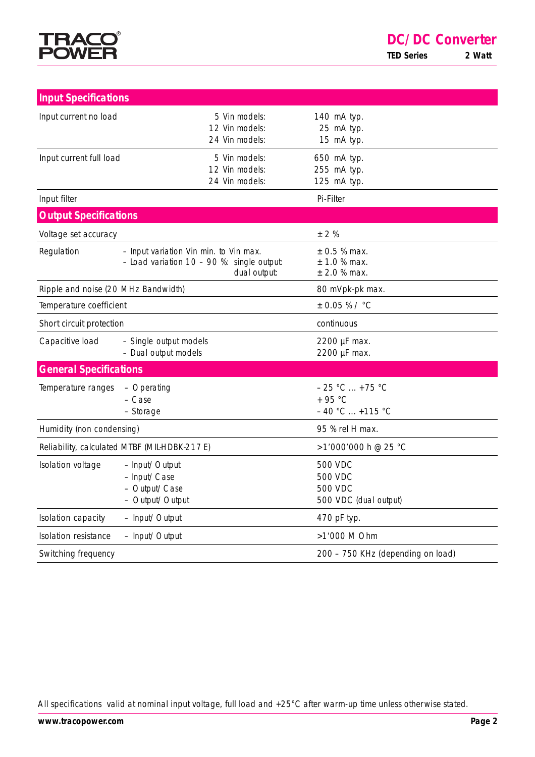## Input Specifications

| | | |
|---|---|---|
| Input current no load | 5 Vin models:<br>12 Vin models:<br>24 Vin models: | 140 mA typ.<br>25 mA typ.<br>15 mA typ. |
| Input current full load | 5 Vin models:<br>12 Vin models:<br>24 Vin models: | 650 mA typ.<br>255 mA typ.<br>125 mA typ. |
| Input filter | | Pi-Filter |

## Output Specifications

| | | |
|---|---|---|
| Voltage set accuracy | | ± 2 % |
| Regulation | – Input variation Vin min. to Vin max.<br>– Load variation 10 – 90 %: single output:<br>dual output: | ± 0.5 % max.<br>± 1.0 % max.<br>± 2.0 % max. |
| Ripple and noise (20 MHz Bandwidth) | | 80 mVpk-pk max. |
| Temperature coefficient | | ± 0.05 % / °C |
| Short circuit protection | | continuous |
| Capacitive load | – Single output models<br>– Dual output models | 2200 µF max.<br>2200 µF max. |

## General Specifications

| | | |
|---|---|---|
| Temperature ranges | – Operating<br>– Case<br>– Storage | – 25 °C ... +75 °C<br>+ 95 °C<br>– 40 °C ... +115 °C |
| Humidity (non condensing) | | 95 % rel H max. |
| Reliability, calculated MTBF (MIL-HDBK-217 E) | | >1'000'000 h @ 25 °C |
| Isolation voltage | – Input/Output<br>– Input/Case<br>– Output/Case<br>– Output/Output | 500 VDC<br>500 VDC<br>500 VDC<br>500 VDC (dual output) |
| Isolation capacity | – Input/Output | 470 pF typ. |
| Isolation resistance | – Input/Output | >1'000 MOhm |
| Switching frequency | | 200 – 750 KHz (depending on load) |

All specifications valid at nominal input voltage, full load and +25°C after warm-up time unless otherwise stated.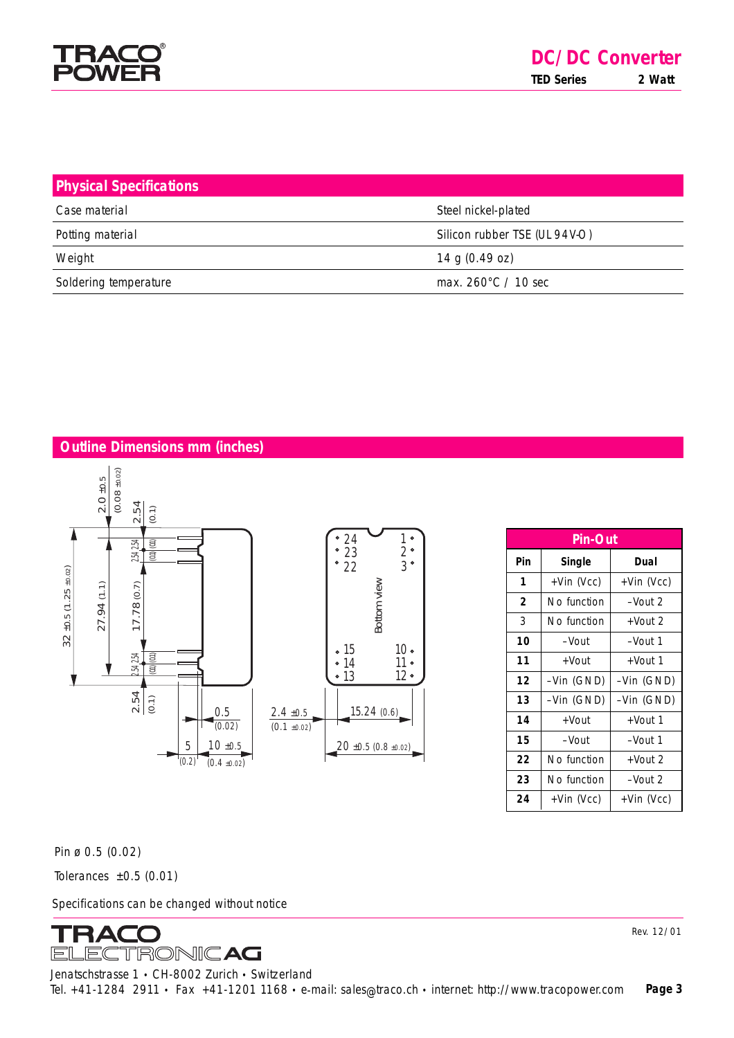## Physical Specifications

| | |
|---|---|
| Case material | Steel nickel-plated |
| Potting material | Silicon rubber TSE (UL 94V-0) |
| Weight | 14 g (0.49 oz) |
| Soldering temperature | max. 260°C / 10 sec |

## Outline Dimensions mm (inches)

2.0 ±0.5 (0.08 ±0.02)
2.54 (0.1)
32 ±0.5 (1.25 ±0.02)
27.94 (1.1)
17.78 (0.7)
2.54 2.54 (0.1) (0.1)
2.54 (0.1)
0.5 (0.02)
5 (0.2)
10 ±0.5 (0.4 ±0.02)
2.4 ±0.5 (0.1 ±0.02)
15.24 (0.6)
20 ±0.5 (0.8 ±0.02)
Bottom view
24 23 22 15 14 13 1 2 3 10 11 12

| Pin-Out | | |
|---|---|---|
| **Pin** | **Single** | **Dual** |
| **1** | +Vin (Vcc) | +Vin (Vcc) |
| **2** | No function | –Vout 2 |
| 3 | No function | +Vout 2 |
| **10** | –Vout | –Vout 1 |
| **11** | +Vout | +Vout 1 |
| **12** | –Vin (GND) | –Vin (GND) |
| **13** | –Vin (GND) | –Vin (GND) |
| **14** | +Vout | +Vout 1 |
| **15** | –Vout | –Vout 1 |
| **22** | No function | +Vout 2 |
| **23** | No function | –Vout 2 |
| **24** | +Vin (Vcc) | +Vin (Vcc) |

Pin ø 0.5 (0.02)

Tolerances ±0.5 (0.01)

Specifications can be changed without notice

Rev. 12/01

TRACO ELECTRONIC AG
Jenatschstrasse 1 • CH-8002 Zurich • Switzerland
Tel. +41-1284 2911 • Fax +41-1201 1168 • e-mail: sales@traco.ch • internet: http://www.tracopower.com